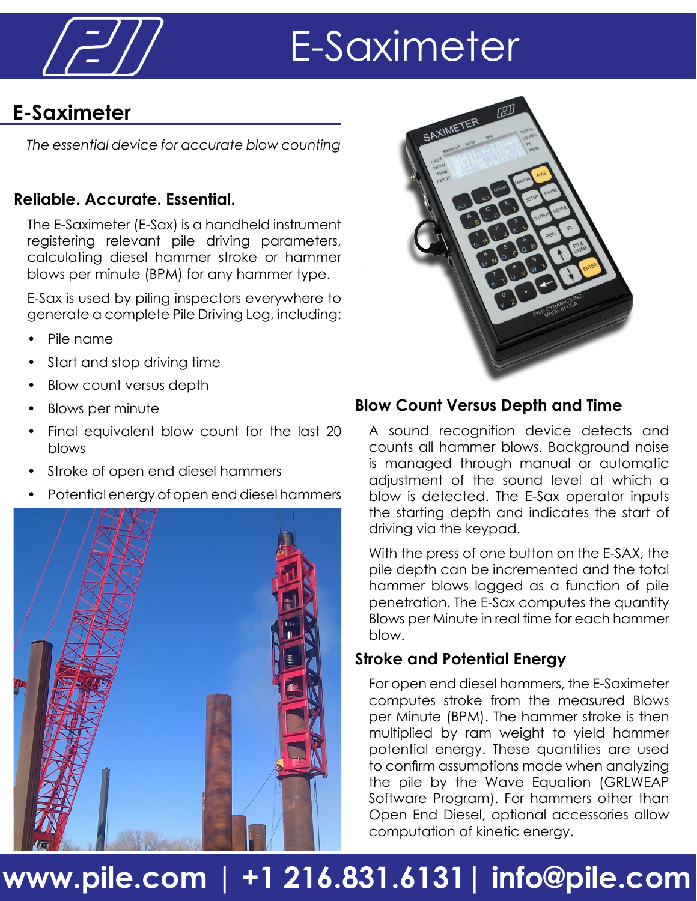# E-Saximeter

## E-Saximeter

*The essential device for accurate blow counting*

### Reliable. Accurate. Essential.

The E-Saximeter (E-Sax) is a handheld instrument registering relevant pile driving parameters, calculating diesel hammer stroke or hammer blows per minute (BPM) for any hammer type.

E-Sax is used by piling inspectors everywhere to generate a complete Pile Driving Log, including:

- Pile name
- Start and stop driving time
- Blow count versus depth
- Blows per minute
- Final equivalent blow count for the last 20 blows
- Stroke of open end diesel hammers
- Potential energy of open end diesel hammers

### Blow Count Versus Depth and Time

A sound recognition device detects and counts all hammer blows. Background noise is managed through manual or automatic adjustment of the sound level at which a blow is detected. The E-Sax operator inputs the starting depth and indicates the start of driving via the keypad.

With the press of one button on the E-SAX, the pile depth can be incremented and the total hammer blows logged as a function of pile penetration. The E-Sax computes the quantity Blows per Minute in real time for each hammer blow.

### Stroke and Potential Energy

For open end diesel hammers, the E-Saximeter computes stroke from the measured Blows per Minute (BPM). The hammer stroke is then multiplied by ram weight to yield hammer potential energy. These quantities are used to confirm assumptions made when analyzing the pile by the Wave Equation (GRLWEAP Software Program). For hammers other than Open End Diesel, optional accessories allow computation of kinetic energy.

**www.pile.com | +1 216.831.6131 | info@pile.com**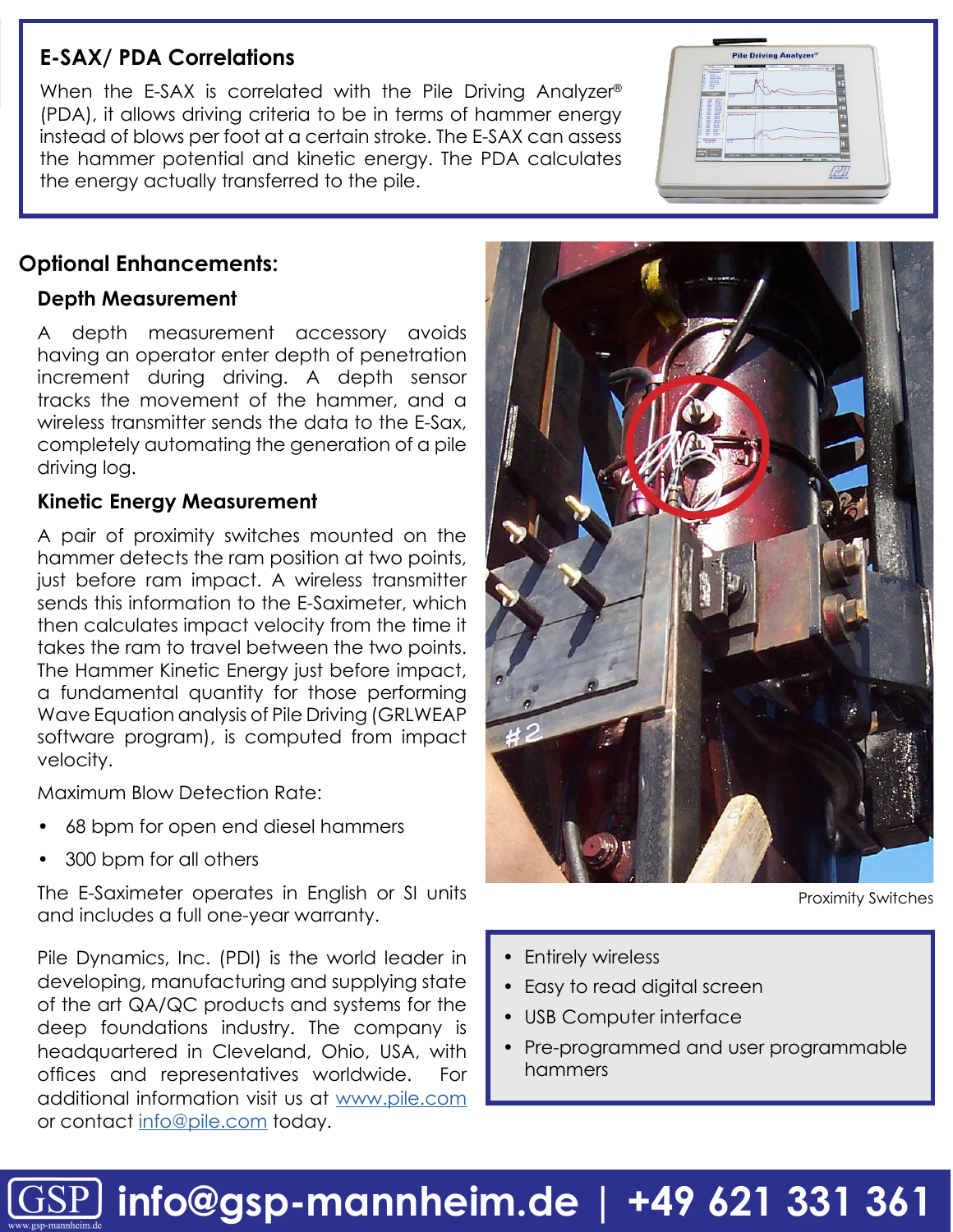## E-SAX/ PDA Correlations

When the E-SAX is correlated with the Pile Driving Analyzer® (PDA), it allows driving criteria to be in terms of hammer energy instead of blows per foot at a certain stroke. The E-SAX can assess the hammer potential and kinetic energy. The PDA calculates the energy actually transferred to the pile.

## Optional Enhancements:

### Depth Measurement

A depth measurement accessory avoids having an operator enter depth of penetration increment during driving. A depth sensor tracks the movement of the hammer, and a wireless transmitter sends the data to the E-Sax, completely automating the generation of a pile driving log.

### Kinetic Energy Measurement

A pair of proximity switches mounted on the hammer detects the ram position at two points, just before ram impact. A wireless transmitter sends this information to the E-Saximeter, which then calculates impact velocity from the time it takes the ram to travel between the two points. The Hammer Kinetic Energy just before impact, a fundamental quantity for those performing Wave Equation analysis of Pile Driving (GRLWEAP software program), is computed from impact velocity.

Maximum Blow Detection Rate:

- 68 bpm for open end diesel hammers
- 300 bpm for all others

The E-Saximeter operates in English or SI units and includes a full one-year warranty.

Pile Dynamics, Inc. (PDI) is the world leader in developing, manufacturing and supplying state of the art QA/QC products and systems for the deep foundations industry. The company is headquartered in Cleveland, Ohio, USA, with offices and representatives worldwide. For additional information visit us at www.pile.com or contact info@pile.com today.

Proximity Switches

- Entirely wireless
- Easy to read digital screen
- USB Computer interface
- Pre-programmed and user programmable hammers

GSP www.gsp-mannheim.de **info@gsp-mannheim.de | +49 621 331 361**